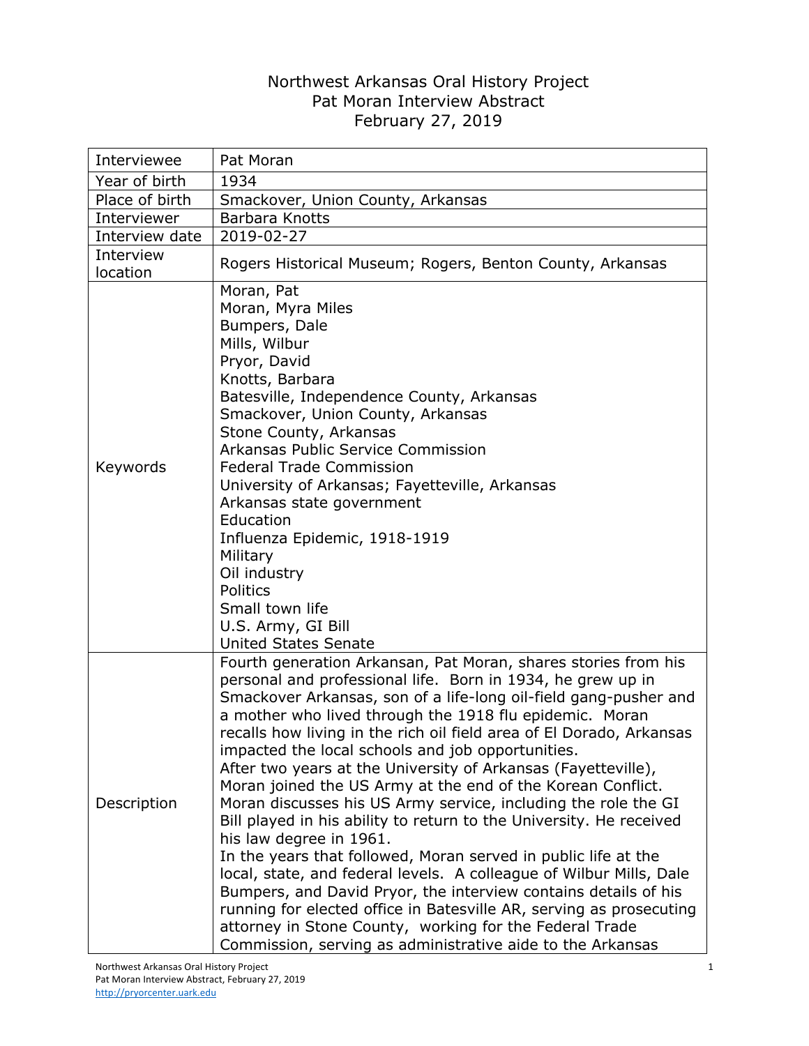# Northwest Arkansas Oral History Project
## Pat Moran Interview Abstract
### February 27, 2019

| | |
|---|---|
| Interviewee | Pat Moran |
| Year of birth | 1934 |
| Place of birth | Smackover, Union County, Arkansas |
| Interviewer | Barbara Knotts |
| Interview date | 2019-02-27 |
| Interview location | Rogers Historical Museum; Rogers, Benton County, Arkansas |
| Keywords | Moran, Pat<br>Moran, Myra Miles<br>Bumpers, Dale<br>Mills, Wilbur<br>Pryor, David<br>Knotts, Barbara<br>Batesville, Independence County, Arkansas<br>Smackover, Union County, Arkansas<br>Stone County, Arkansas<br>Arkansas Public Service Commission<br>Federal Trade Commission<br>University of Arkansas; Fayetteville, Arkansas<br>Arkansas state government<br>Education<br>Influenza Epidemic, 1918-1919<br>Military<br>Oil industry<br>Politics<br>Small town life<br>U.S. Army, GI Bill<br>United States Senate |
| Description | Fourth generation Arkansan, Pat Moran, shares stories from his personal and professional life. Born in 1934, he grew up in Smackover Arkansas, son of a life-long oil-field gang-pusher and a mother who lived through the 1918 flu epidemic. Moran recalls how living in the rich oil field area of El Dorado, Arkansas impacted the local schools and job opportunities.<br>After two years at the University of Arkansas (Fayetteville), Moran joined the US Army at the end of the Korean Conflict. Moran discusses his US Army service, including the role the GI Bill played in his ability to return to the University. He received his law degree in 1961.<br>In the years that followed, Moran served in public life at the local, state, and federal levels. A colleague of Wilbur Mills, Dale Bumpers, and David Pryor, the interview contains details of his running for elected office in Batesville AR, serving as prosecuting attorney in Stone County, working for the Federal Trade Commission, serving as administrative aide to the Arkansas |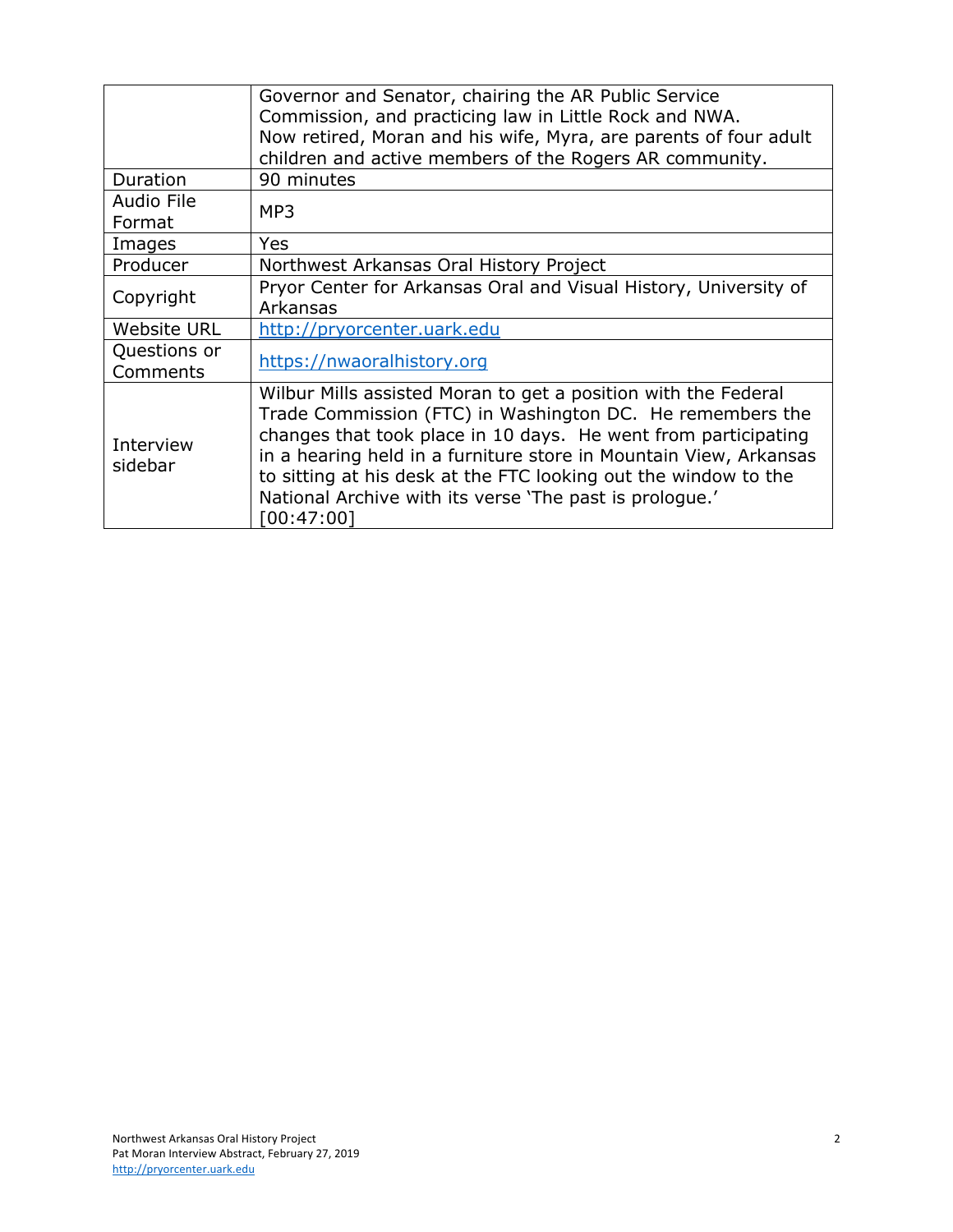| | |
|---|---|
| | Governor and Senator, chairing the AR Public Service Commission, and practicing law in Little Rock and NWA. Now retired, Moran and his wife, Myra, are parents of four adult children and active members of the Rogers AR community. |
| Duration | 90 minutes |
| Audio File Format | MP3 |
| Images | Yes |
| Producer | Northwest Arkansas Oral History Project |
| Copyright | Pryor Center for Arkansas Oral and Visual History, University of Arkansas |
| Website URL | http://pryorcenter.uark.edu |
| Questions or Comments | https://nwaoralhistory.org |
| Interview sidebar | Wilbur Mills assisted Moran to get a position with the Federal Trade Commission (FTC) in Washington DC. He remembers the changes that took place in 10 days. He went from participating in a hearing held in a furniture store in Mountain View, Arkansas to sitting at his desk at the FTC looking out the window to the National Archive with its verse 'The past is prologue.' [00:47:00] |